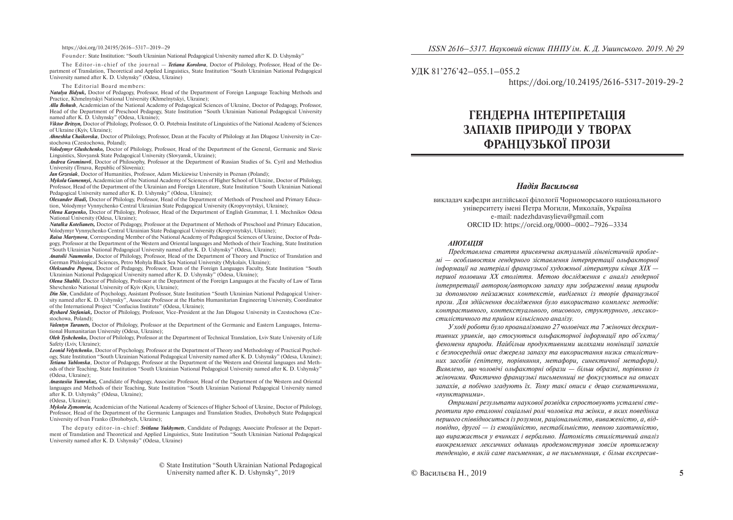https://doi.org/10.24195/2616–5317–2019–29

Founder: State Institution: "South Ukrainian National Pedagogical University named after K. D. Ushynsky"

The Editor-in-chief of the journal — ***Tetiana Korolova***, Doctor of Philology, Professor, Head of the Department of Translation, Theoretical and Applied Linguistics, State Institution "South Ukrainian National Pedagogical University named after K. D. Ushynsky" (Odesa, Ukraine)

The Editorial Board members:

***Natalya Bidyuk,*** Doctor of Pedagogy, Professor, Head of the Department of Foreign Language Teaching Methods and Practice, Khmelnytskyi National University (Khmelnytskyi, Ukraine);

***Alla Bohush***, Academician of the National Academy of Pedagogical Sciences of Ukraine, Doctor of Pedagogy, Professor, Head of the Department of Preschool Pedagogy, State Institution "South Ukrainian National Pedagogical University named after K. D. Ushynsky" (Odesa, Ukraine);

***Viktor Britsyn,*** Doctor of Philology, Professor, O. O. Potebnia Institute of Linguistics of the National Academy of Sciences of Ukraine (Kyiv, Ukraine);

***Ahneshka Chaikovska***, Doctor of Philology, Professor, Dean at the Faculty of Philology at Jan Dlugosz University in Czestochowa (Czestochowa, Poland);

***Volodymyr Glushchenko,*** Doctor of Philology, Professor, Head of the Department of the General, Germanic and Slavic Linguistics, Slovyansk State Pedagogical University (Slovyansk, Ukraine);

***Andrea Grominovб***, Doctor of Philosophy, Professor at the Department of Russian Studies of Ss. Cyril and Methodius University (Trnava, Republic of Slovenia);

***Jan Grzesiak***, Doctor of Humanities, Professor, Adam Mickiewisz University in Poznan (Poland);

***Mykola Gumennyi,*** Academician of the National Academy of Sciences of Higher School of Ukraine, Doctor of Philology, Professor, Head of the Department of the Ukrainian and Foreign Literature, State Institution "South Ukrainian National Pedagogical University named after K. D. Ushynsky" (Odesa, Ukraine);

***Olexander Iliadi,*** Doctor of Philology, Professor, Head of the Department of Methods of Preschool and Primary Education, Volodymyr Vynnychenko Central Ukrainian State Pedagogical University (Kropyvnytskyi, Ukraine);

***Olena Karpenko,*** Doctor of Philology, Professor, Head of the Department of English Grammar, I. I. Mechnikov Odesa National University (Odesa, Ukraine);

***Natalka Kotelianets,*** Doctor of Pedagogy, Professor at the Department of Methods of Preschool and Primary Education, Volodymyr Vynnychenko Central Ukrainian State Pedagogical University (Kropyvnytskyi, Ukraine);

***Raisa Martynova***, Corresponding Member of the National Academy of Pedagogical Sciences of Ukraine, Doctor of Pedagogy, Professor at the Department of the Western and Oriental languages and Methods of their Teaching, State Institution "South Ukrainian National Pedagogical University named after K. D. Ushynsky" (Odesa, Ukraine);

***Anatolii Naumenko***, Doctor of Philology, Professor, Head of the Department of Theory and Practice of Translation and German Philological Sciences, Petro Mohyla Black Sea National University (Mykolaiv, Ukraine);

***Oleksandra Popova,*** Doctor of Pedagogy, Professor, Dean of the Foreign Languages Faculty, State Institution "South Ukrainian National Pedagogical University named after K. D. Ushynsky" (Odesa, Ukraine);

***Olena Shablii***, Doctor of Philology, Professor at the Department of the Foreign Languages at the Faculty of Law of Taras Shevchenko National University of Kyiv (Kyiv, Ukraine);

***Din Sin***, Candidate of Psychology, Assistant Professor, State Institution "South Ukrainian National Pedagogical University named after K. D. Ushynsky", Associate Professor at the Harbin Humanitarian Engineering University, Coordinator of the International Project "Confucius Institute" (Odesa, Ukraine);

***Ryshard Stefaniak,*** Doctor of Philology, Professor, Vice-President at the Jan Dlugosz University in Czestochowa (Czestochowa, Poland);

***Valentyn Taranets,*** Doctor of Philology, Professor at the Department of the Germanic and Eastern Languages, International Humanitarian University (Odesa, Ukraine);

***Oleh Tyshchenko,*** Doctor of Philology, Professor at the Department of Technical Translation, Lviv State University of Life Safety (Lviv, Ukraine);

***Leonid Velytchenko***, Doctor of Psychology, Professor at the Department of Theory and Methodology of Practical Psychology, State Institution "South Ukrainian National Pedagogical University named after K. D. Ushynsky" (Odesa, Ukraine);

***Tetiana Yablonska***, Doctor of Pedagogy, Professor at the Department of the Western and Oriental languages and Methods of their Teaching, State Institution "South Ukrainian National Pedagogical University named after K. D. Ushynsky" (Odesa, Ukraine);

***Anastasiia Yumrukuz,*** Candidate of Pedagogy, Associate Professor, Head of the Department of the Western and Oriental languages and Methods of their Teaching, State Institution "South Ukrainian National Pedagogical University named after K. D. Ushynsky" (Odesa, Ukraine);

(Odesa, Ukraine);

***Mykola Zymomria,*** Academician of the National Academy of Sciences of Higher School of Ukraine, Doctor of Philology, Professor, Head of the Department of the Germanic Languages and Translation Studies, Drohobych State Pedagogical University of Ivan Franko (Drohobych, Ukraine);

The deputy editor-in-chief: ***Svitlana Yukhymets***, Candidate of Pedagogy, Associate Professor at the Department of Translation and Theoretical and Applied Linguistics, State Institution "South Ukrainian National Pedagogical University named after K. D. Ushynsky" (Odesa, Ukraine)

© State Institution "South Ukrainian National Pedagogical University named after K. D. Ushynsky", 2019

УДК 81'276'42–055.1–055.2

https://doi.org/10.24195/2616-5317-2019-29-2

# ГЕНДЕРНА ІНТЕРПРЕТАЦІЯ ЗАПАХІВ ПРИРОДИ У ТВОРАХ ФРАНЦУЗЬКОЇ ПРОЗИ

***Надія Васильєва***

викладач кафедри англійської філології Чорноморського національного університету імені Петра Могили, Миколаїв, Україна
e-mail: nadezhdavasylieva@gmail.com
ORCID ID: https://orcid.org/0000–0002–7926–3334

***АНОТАЦІЯ***

*Представлена стаття присвячена актуальній лінгвістичній проблемі — особливостям гендерного зіставлення інтерпретації ольфакторної інформації на матеріалі французької художньої літератури кінця XIX — першої половини XX століття. Метою дослідження є аналіз гендерної інтерпретації автором/авторкою запаху при зображенні явищ природи за допомогою пейзажних контекстів, виділених із творів французької прози. Для здійснення дослідження було використано комплекс методів: контрастивного, контекстуального, описового, структурного, лексико-стилістичного та прийом кількісного аналізу.*

*У ході роботи було проаналізовано 27 чоловічих та 7 жіночих дескриптивних уривків, що стосуються ольфакторної інформації про об'єкти/феномени природи. Найбільш продуктивними шляхами номінації запахів є безпосередній опис джерела запаху та використання низки стилістичних засобів (епітету, порівняння, метафори, синектичної метафори). Виявлено, що чоловічі ольфакторні образи — більш образні, порівняно із жіночими. Фактично французькі письменниці не фокусуються на описах запахів, а побічно згадують їх. Тому такі описи є дещо схематичними, «пунктирними».*

*Отримані результати наукової розвідки спростовують усталені стереотипи про еталонні соціальні ролі чоловіка та жінки, в яких поведінка першого співвідноситься із розумом, раціональністю, виваженістю, а, відповідно, другої — із емоційністю, нестабільністю, певною хаотичністю, що виражається у вчинках і вербально. Натомість стилістичний аналіз виокремлених лексичних одиниць продемонстрував зовсім протилежну тенденцію, в якій саме письменник, а не письменниця, є більш експресив-*

© Васильєва Н., 2019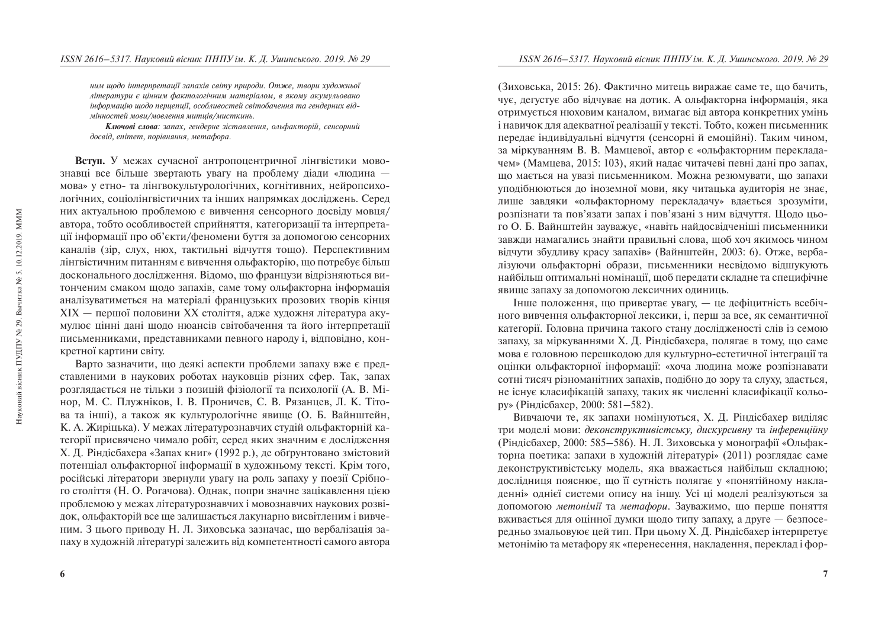*ним щодо інтерпретації запахів світу природи. Отже, твори художньої літератури є цінним фактологічним матеріалом, в якому акумульовано інформацію щодо перцепції, особливостей світобачення та гендерних відмінностей мови/мовлення митців/мисткинь.*

***Ключові слова**: запах, гендерне зіставлення, ольфакторій, сенсорний досвід, епітет, порівняння, метафора.*

**Вступ.** У межах сучасної антропоцентричної лінгвістики мовознавці все більше звертають увагу на проблему діади «людина — мова» у етно- та лінгвокультурологічних, когнітивних, нейропсихологічних, соціолінгвістичних та інших напрямках досліджень. Серед них актуальною проблемою є вивчення сенсорного досвіду мовця/автора, тобто особливостей сприйняття, категоризації та інтерпретації інформації про об'єкти/феномени буття за допомогою сенсорних каналів (зір, слух, нюх, тактильні відчуття тощо). Перспективним лінгвістичним питанням є вивчення ольфакторію, що потребує більш досконального дослідження. Відомо, що французи відрізняються витонченим смаком щодо запахів, саме тому ольфакторна інформація аналізуватиметься на матеріалі французьких прозових творів кінця XIX — першої половини XX століття, адже художня література акумулює цінні дані щодо нюансів світобачення та його інтерпретації письменниками, представниками певного народу і, відповідно, конкретної картини світу.

Варто зазначити, що деякі аспекти проблеми запаху вже є представленими в наукових роботах науковців різних сфер. Так, запах розглядається не тільки з позицій фізіології та психології (А. В. Мінор, М. С. Плужніков, І. В. Проничев, С. В. Рязанцев, Л. К. Тітова та інші), а також як культурологічне явище (О. Б. Вайнштейн, К. А. Жиріцька). У межах літературознавчих студій ольфакторній категорії присвячено чимало робіт, серед яких значним є дослідження Х. Д. Ріндісбахера «Запах книг» (1992 р.), де обґрунтовано змістовий потенціал ольфакторної інформації в художньому тексті. Крім того, російські літератори звернули увагу на роль запаху у поезії Срібного століття (Н. О. Рогачова). Однак, попри значне зацікавлення цією проблемою у межах літературознавчих і мовознавчих наукових розвідок, ольфакторій все ще залишається лакунарно висвітленим і вивченим. З цього приводу Н. Л. Зиховська зазначає, що вербалізація запаху в художній літературі залежить від компетентності самого автора (Зиховська, 2015: 26). Фактично митець виражає саме те, що бачить, чує, дегустує або відчуває на дотик. А ольфакторна інформація, яка отримується нюховим каналом, вимагає від автора конкретних умінь і навичок для адекватної реалізації у тексті. Тобто, кожен письменник передає індивідуальні відчуття (сенсорні й емоційні). Таким чином, за міркуванням В. В. Мамцевої, автор є «ольфакторним перекладачем» (Мамцева, 2015: 103), який надає читачеві певні дані про запах, що мається на увазі письменником. Можна резюмувати, що запахи уподібнюються до іноземної мови, яку читацька аудиторія не знає, лише завдяки «ольфакторному перекладачу» вдається зрозуміти, розпізнати та пов'язати запах і пов'язані з ним відчуття. Щодо цього О. Б. Вайнштейн зауважує, «навіть найдосвідченіші письменники завжди намагались знайти правильні слова, щоб хоч якимось чином відчути збудливу красу запахів» (Вайнштейн, 2003: 6). Отже, вербалізуючи ольфакторні образи, письменники несвідомо відшукують найбільш оптимальні номінації, щоб передати складне та специфічне явище запаху за допомогою лексичних одиниць.

Інше положення, що привертає увагу, — це дефіцитність всебічного вивчення ольфакторної лексики, і, перш за все, як семантичної категорії. Головна причина такого стану дослідженості слів із семою запаху, за міркуваннями Х. Д. Ріндісбахера, полягає в тому, що саме мова є головною перешкодою для культурно-естетичної інтеграції та оцінки ольфакторної інформації: «хоча людина може розпізнавати сотні тисяч різноманітних запахів, подібно до зору та слуху, здається, не існує класифікацій запаху, таких як численні класифікації кольору» (Ріндісбахер, 2000: 581–582).

Вивчаючи те, як запахи номінуються, Х. Д. Ріндісбахер виділяє три моделі мови: *деконструктивістську, дискурсивну* та *інференційну* (Ріндісбахер, 2000: 585–586). Н. Л. Зиховська у монографії «Ольфакторна поетика: запахи в художній літературі» (2011) розглядає саме деконструктивістську модель, яка вважається найбільш складною; дослідниця пояснює, що її сутність полягає у «понятійному накладенні» однієї системи опису на іншу. Усі ці моделі реалізуються за допомогою *метонімії* та *метафори*. Зауважимо, що перше поняття вживається для оцінної думки щодо типу запаху, а друге — безпосередньо змальовує цей тип. При цьому Х. Д. Ріндісбахер інтерпретує метонімію та метафору як «перенесення, накладення, переклад і фор-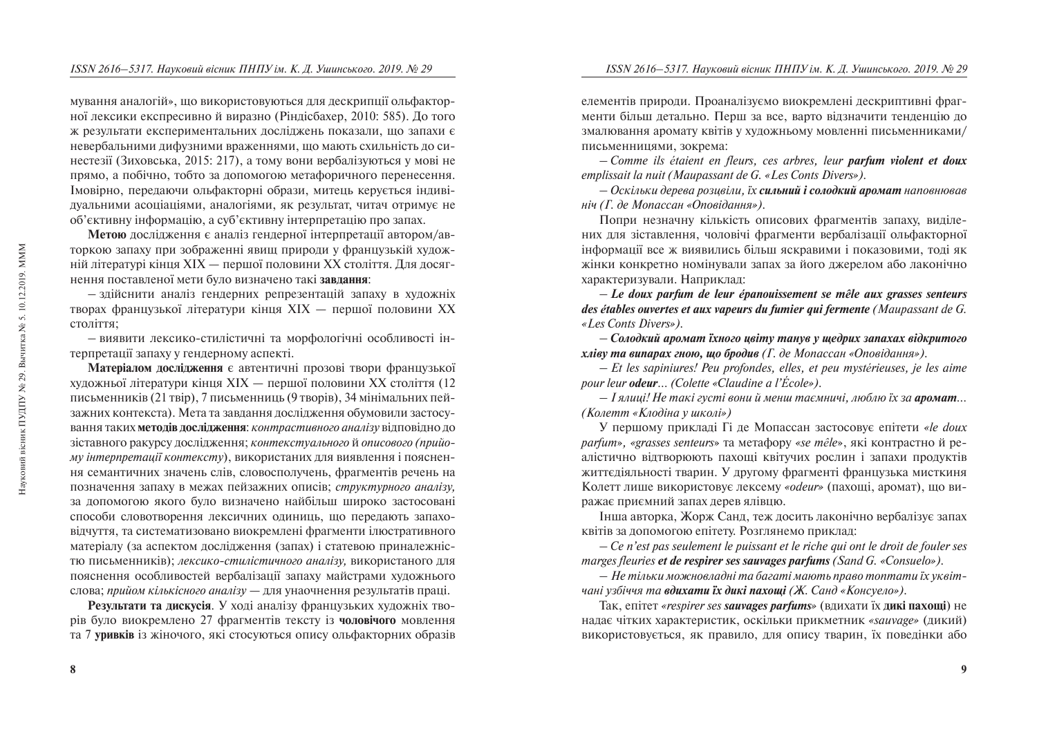мування аналогій», що використовуються для дескрипції ольфакторної лексики експресивно й виразно (Ріндісбахер, 2010: 585). До того ж результати експериментальних досліджень показали, що запахи є невербальними дифузними враженнями, що мають схильність до синестезії (Зиховська, 2015: 217), а тому вони вербалізуються у мові не прямо, а побічно, тобто за допомогою метафоричного перенесення. Імовірно, передаючи ольфакторні образи, митець керується індивідуальними асоціаціями, аналогіями, як результат, читач отримує не об'єктивну інформацію, а суб'єктивну інтерпретацію про запах.

**Метою** дослідження є аналіз гендерної інтерпретації автором/авторкою запаху при зображенні явищ природи у французькій художній літературі кінця XIX — першої половини XX століття. Для досягнення поставленої мети було визначено такі **завдання**:

– здійснити аналіз гендерних репрезентацій запаху в художніх творах французької літератури кінця XIX — першої половини XX століття;

– виявити лексико-стилістичні та морфологічні особливості інтерпретації запаху у гендерному аспекті.

**Матеріалом дослідження** є автентичні прозові твори французької художньої літератури кінця XIX — першої половини XX століття (12 письменників (21 твір), 7 письменниць (9 творів), 34 мінімальних пейзажних контекста). Мета та завдання дослідження обумовили застосування таких **методів дослідження**: *контрастивного аналізу* відповідно до зіставного ракурсу дослідження; *контекстуального* й *описового (прийому інтерпретації контексту)*, використаних для виявлення і пояснення семантичних значень слів, словосполучень, фрагментів речень на позначення запаху в межах пейзажних описів; *структурного аналізу,* за допомогою якого було визначено найбільш широко застосовані способи словотворення лексичних одиниць, що передають запаховідчуття, та систематизовано виокремлені фрагменти ілюстративного матеріалу (за аспектом дослідження (запах) і статевою приналежністю письменників); *лексико-стилістичного аналізу,* використаного для пояснення особливостей вербалізації запаху майстрами художнього слова; *прийом кількісного аналізу* — для унаочнення результатів праці.

**Результати та дискусія**. У ході аналізу французьких художніх творів було виокремлено 27 фрагментів тексту із **чоловічого** мовлення та 7 **уривків** із жіночого, які стосуються опису ольфакторних образів елементів природи. Проаналізуємо виокремлені дескриптивні фрагменти більш детально. Перш за все, варто відзначити тенденцію до змалювання аромату квітів у художньому мовленні письменниками/письменницями, зокрема:

– *Comme ils étaient en fleurs, ces arbres, leur **parfum violent et doux** emplissait la nuit (Maupassant de G. «Les Conts Divers»).*

– *Оскільки дерева розцвіли, їх **сильний і солодкий аромат** наповнював ніч (Г. де Мопассан «Оповідання»).*

Попри незначну кількість описових фрагментів запаху, виділених для зіставлення, чоловічі фрагменти вербалізації ольфакторної інформації все ж виявились більш яскравими і показовими, тоді як жінки конкретно номінували запах за його джерелом або лаконічно характеризували. Наприклад:

– ***Le doux parfum de leur épanouissement se mêle aux grasses senteurs des étables ouvertes et aux vapeurs du fumier qui fermente** (Maupassant de G. «Les Conts Divers»).*

– ***Солодкий аромат їхнього цвіту танув у щедрих запахах відкритого хліву та випарах гною, що бродив** (Г. де Мопассан «Оповідання»).*

– *Et les sapiniures! Peu profondes, elles, et peu mystérieuses, je les aime pour leur **odeur**... (Colette «Claudine a l'École»).*

– *І ялиці! Не такі густі вони й менш таємничі, люблю їх за **аромат**... (Колетт «Клодіна у школі»)*

У першому прикладі Гі де Мопассан застосовує епітети *«le doux parfum», «grasses senteurs»* та метафору *«se mêle»*, які контрастно й реалістично відтворюють пахощі квітучих рослин і запахи продуктів життєдіяльності тварин. У другому фрагменті французька мисткиня Колетт лише використовує лексему *«odeur»* (пахощі, аромат), що виражає приємний запах дерев ялівцю.

Інша авторка, Жорж Санд, теж досить лаконічно вербалізує запах квітів за допомогою епітету. Розглянемо приклад:

– *Ce n'est pas seulement le puissant et le riche qui ont le droit de fouler ses marges fleuries **et de respirer ses sauvages parfums** (Sand G. «Consuelo»).*

– *Не тільки можновладні та багаті мають право топтати їх уквітчані узбіччя та **вдихати їх дикі пахощі** (Ж. Санд «Консуело»).*

Так, епітет *«respirer ses **sauvages parfums**»* (вдихати їх **дикі пахощі**) не надає чітких характеристик, оскільки прикметник *«sauvage»* (дикий) використовується, як правило, для опису тварин, їх поведінки або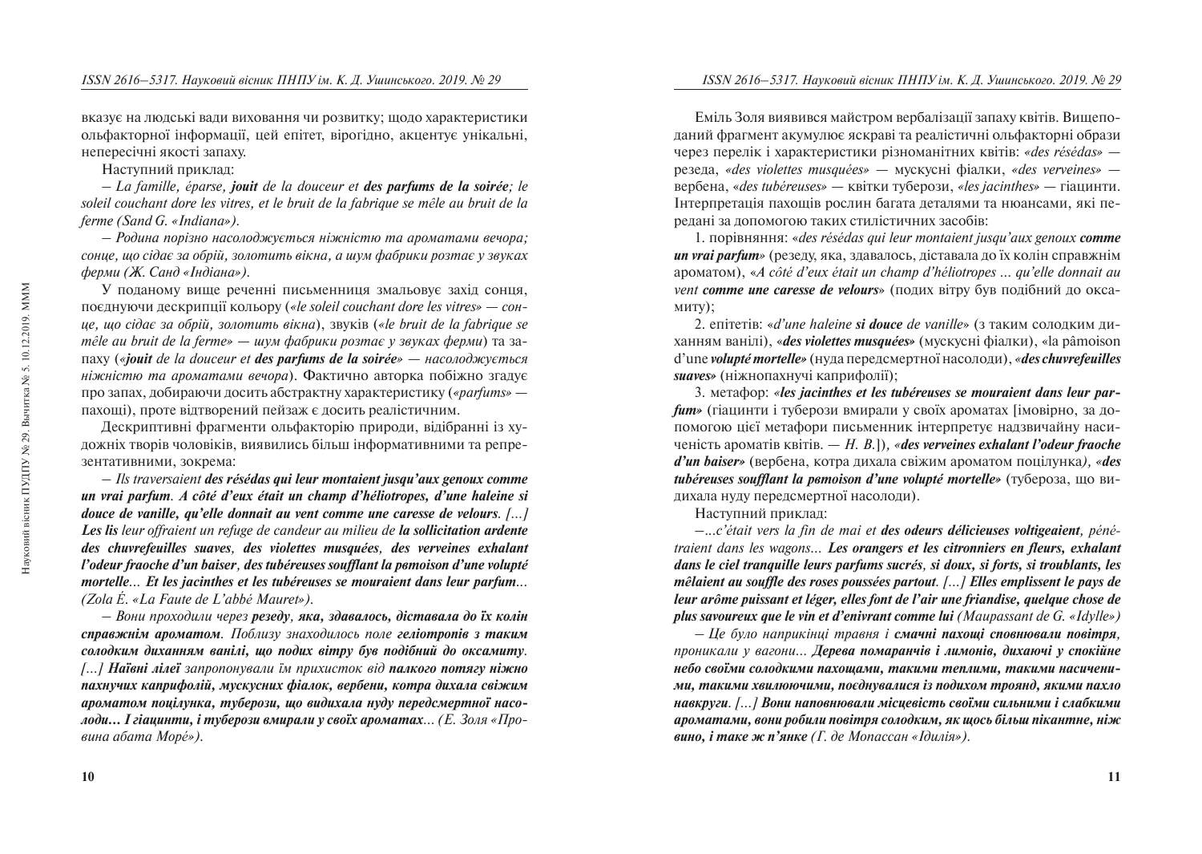вказує на людські вади виховання чи розвитку; щодо характеристики ольфакторної інформації, цей епітет, вірогідно, акцентує унікальні, неперехресні якості запаху.

Наступний приклад:

*– La famille, éparse, **jouit** de la douceur et **des parfums de la soirée**; le soleil couchant dore les vitres, et le bruit de la fabrique se mêle au bruit de la ferme (Sand G. «Indiana»).*

*– Родина порізно насолоджується ніжністю та ароматами вечора; сонце, що сідає за обрій, золотить вікна, а шум фабрики розтає у звуках ферми (Ж. Санд «Індіана»).*

У поданому вище реченні письменниця змальовує захід сонця, поєднуючи дескрипції кольору (*«le soleil couchant dore les vitres» — сонце, що сідає за обрій, золотить вікна*), звуків (*«le bruit de la fabrique se mêle au bruit de la ferme» — шум фабрики розтає у звуках ферми*) та запаху (*«**jouit** de la douceur et **des parfums de la soirée**» — насолоджується ніжністю та ароматами вечора*). Фактично авторка побіжно згадує про запах, добираючи досить абстрактну характеристику (*«parfums»* — пахощі), проте відтворений пейзаж є досить реалістичним.

Дескриптивні фрагменти ольфакторію природи, відібранні із художніх творів чоловіків, виявились більш інформативними та репрезентативними, зокрема:

*– Ils traversaient **des résédas qui leur montaient jusqu'aux genoux comme un vrai parfum. A côté d'eux était un champ d'héliotropes, d'une haleine si douce de vanille, qu'elle donnait au vent comme une caresse de velours.** […] **Les lis** leur offraient un refuge de candeur au milieu de **la sollicitation ardente des chuvrefeuilles suaves, des violettes musquées, des verveines exhalant l'odeur fraoche d'un baiser, des tubéreuses soufflant la pвmoison d'une volupté mortelle… Et les jacinthes et les tubéreuses se mouraient dans leur parfum**… (Zola É. «La Faute de L'abbé Mauret»).*

*– Вони проходили через **резеду, яка, здавалось, діставала до їх колін справжнім ароматом.** Поблизу знаходилось поле **геліотропів з таким солодким диханням ванілі, що подих вітру був подібний до оксамиту.** […] **Наївні лілеї** запропонували їм прихисток від **палкого потягу ніжно пахнучих каприфолій, мускусних фіалок, вербени, котра дихала свіжим ароматом поцілунка, туберози, що видихала нуду передсмертної насолоди… І гіацинти, і туберози вмирали у своїх ароматах**… (Е. Золя «Провина абата Море»).*

Еміль Золя виявився майстром вербалізації запаху квітів. Вищеподаний фрагмент акумулює яскраві та реалістичні ольфакторні образи через перелік і характеристики різноманітних квітів: *«des résédas»* — резеда, *«des violettes musquées»* — мускусні фіалки, *«des verveines»* — вербена, *«des tubéreuses»* — квітки туберози, *«les jacinthes»* — гіацинти. Інтерпретація пахощів рослин багата деталями та нюансами, які передані за допомогою таких стилістичних засобів:

1. порівняння: *«des résédas qui leur montaient jusqu'aux genoux **comme un vrai parfum**»* (резеду, яка, здавалось, діставала до їх колін справжнім ароматом), *«A côté d'eux était un champ d'héliotropes … qu'elle donnait au vent **comme une caresse de velours**»* (подих вітру був подібний до оксамиту);

2. епітетів: *«d'une haleine **si douce** de vanille»* (з таким солодким диханням ванілі), *«**des violettes musquées**»* (мускусні фіалки), «la pâmoison d'une ***volupté mortelle***» (нуда передсмертної насолоди), *«**des chuvrefeuilles suaves**»* (ніжнопахнучі каприфолії);

3. метафор: *«**les jacinthes et les tubéreuses se mouraient dans leur parfum**»* (гіацинти і туберози вмирали у своїх ароматах [імовірно, за допомогою цієї метафори письменник інтерпретує надзвичайну насиченість ароматів квітів. — *Н. В.*]), *«**des verveines exhalant l'odeur fraoche d'un baiser**»* (вербена, котра дихала свіжим ароматом поцілунка), *«**des tubéreuses soufflant la pвmoison d'une volupté mortelle**»* (тубероза, що видихала нуду передсмертної насолоди).

Наступний приклад:

*–…c'était vers la fin de mai et **des odeurs délicieuses voltigeaient**, pénétraient dans les wagons… **Les orangers et les citronniers en fleurs, exhalant dans le ciel tranquille leurs parfums sucrés, si doux, si forts, si troublants, les mêlaient au souffle des roses poussées partout**. […] **Elles emplissent le pays de leur arôme puissant et léger, elles font de l'air une friandise, quelque chose de plus savoureux que le vin et d'enivrant comme lui** (Maupassant de G. «Idylle»)*

*– Це було наприкінці травня і **смачні пахощі сповнювали повітря**, проникали у вагони… **Дерева помаранчів і лимонів, дихаючі у спокійне небо своїми солодкими пахощами, такими теплими, такими насиченими, такими хвилюючими, поєднувалися із подихом троянд, якими пахло навкруги**. […] **Вони наповнювали місцевість своїми сильними і слабкими ароматами, вони робили повітря солодким, як щось більш пікантне, ніж вино, і таке ж п'янке** (Г. де Мопассан «Ідилія»).*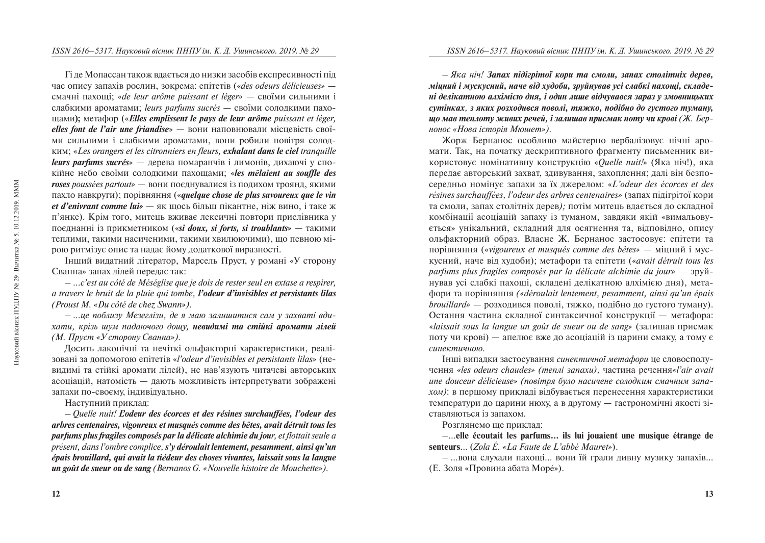Гі де Мопассан також вдається до низки засобів експресивності під час опису запахів рослин, зокрема: епітетів («*des odeurs délicieuses*» — смачні пахощі; «*de leur arôme puissant et léger*» — своїми сильними і слабкими ароматами; *leurs parfums sucrés* — своїми солодкими пахощами**);** метафор («***Elles emplissent le pays de leur arôme*** *puissant et léger,* ***elles font de l'air une friandise***» — вони наповнювали місцевість своїми сильними і слабкими ароматами, вони робили повітря солодким; «*Les orangers et les citronniers en fleurs,* ***exhalant dans le ciel*** *tranquille* ***leurs parfums sucrés***» — дерева помаранчів і лимонів, дихаючі у спокійне небо своїми солодкими пахощами; «***les mêlaient au souffle des roses*** *poussées partout*» — вони поєднувалися із подихом троянд, якими пахло навкруги); порівняння («***quelque chose de plus savoureux que le vin et d'enivrant comme lui***» — як щось більш пікантне, ніж вино, і таке ж п'янке). Крім того, митець вживає лексичні повтори прислівника у поєднанні із прикметником («***si doux, si forts, si troublants***» — такими теплими, такими насиченими, такими хвилюючими), що певною мірою ритмізує опис та надає йому додаткової виразності.

Інший видатний літератор, Марсель Пруст, у романі «У сторону Сванна» запах лілей передає так:

– *...c'est au côté de Méséglise que je dois de rester seul en extase a respirer, a travers le bruit de la pluie qui tombe,* ***l'odeur d'invisibles et persistants lilas*** *(Proust M. «Du côté de chez Swann»).*

– *...це поблизу Мезеглізи, де я маю залишитися сам у захваті вдихати, крізь шум падаючого дощу,* ***невидимі та стійкі аромати лілей*** *(М. Пруст «У сторону Сванна»).*

Досить лаконічні та нечіткі ольфакторні характеристики, реалізовані за допомогою епітетів «*l'odeur d'invisibles et persistants lilas*» (невидимі та стійкі аромати лілей), не нав'язують читачеві авторських асоціацій, натомість — дають можливість інтерпретувати зображені запахи по-своєму, індивідуально.

Наступний приклад:

– *Quelle nuit!* ***L'odeur des écorces et des résines surchauffées, l'odeur des arbres centenaires, vigoureux et musqués comme des bêtes, avait détruit tous les parfums plus fragiles composés par la délicate alchimie du jour,*** *et flottait seule a présent, dans l'ombre complice,* ***s'y déroulait lentement, pesamment, ainsi qu'un épais brouillard, qui avait la tiédeur des choses vivantes, laissait sous la langue un goût de sueur ou de sang*** *(Bernanos G. «Nouvelle histoire de Mouchette»).*

– *Яка ніч!* ***Запах підігрітої кори та смоли, запах столітніх дерев, міцний і мускусний, наче від худоби, зруйнував усі слабкі пахощі, складені делікатною алхімією дня, і один лише відчувався зараз у змовницьких сутінках, з яких розходився поволі, тяжко, подібно до густого туману, що мав теплоту живих речей, і залишав присмак поту чи крові*** *(Ж. Бернонос «Нова історія Мюшет»).*

Жорж Бернанос особливо майстерно вербалізовує нічні аромати. Так, на початку дескриптивного фрагменту письменник використовує номінативну конструкцію «*Quelle nuit!*» (Яка ніч!), яка передає авторський захват, здивування, захоплення; далі він безпосередньо номінує запахи за їх джерелом: «*L'odeur des écorces et des résines surchauffées, l'odeur des arbres centenaires*» (запах підігрітої кори та смоли, запах столітніх дерев*);* потім митець вдається до складної комбінації асоціацій запаху із туманом, завдяки якій «вимальовується» унікальний, складний для осягнення та, відповідно, опису ольфакторний образ. Власне Ж. Бернанос застосовує: епітети та порівняння («*vigoureux et musqués comme des bêtes*» — міцний і мускусний, наче від худоби); метафори та епітети («*avait détruit tous les parfums plus fragiles composés par la délicate alchimie du jour*» — зруйнував усі слабкі пахощі, складені делікатною алхімією дня), метафори та порівняння *(«déroulait lentement, pesamment, ainsi qu'un épais brouillard»* — розходився поволі, тяжко, подібно до густого туману). Остання частина складної синтаксичної конструкції — метафора: «*laissait sous la langue un goût de sueur ou de sang*» (залишав присмак поту чи крові) — апелює вже до асоціацій із царини смаку, а тому є *синектичною*.

Інші випадки застосування *синектичної метафори* це словосполучення *«les odeurs chaudes» (теплі запахи),* частина речення*«l'air avait une douceur délicieuse» (повітря було насичене солодким смачним запахом)*: в першому прикладі відбувається перенесення характеристики температури до царини нюху, а в другому — гастрономічні якості зіставляються із запахом.

Розглянемо ще приклад:

–...**elle écoutait les parfums... ils lui jouaient une musique étrange de senteurs**... (*Zola É. «La Faute de L'abbé Mauret»*).

– ...вона слухали пахощі... вони їй грали дивну музику запахів... (Е. Золя «Провина абата Море»).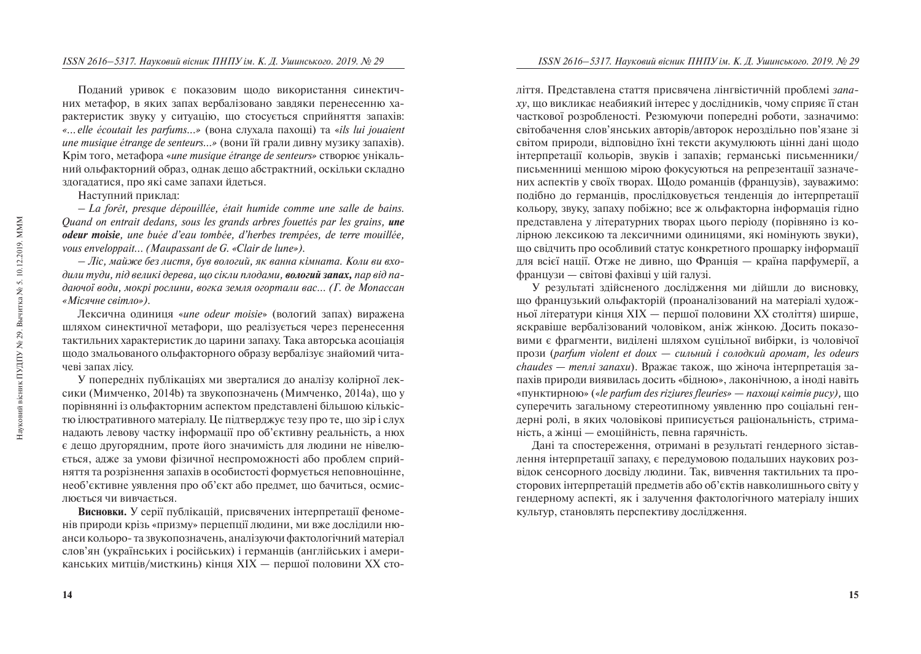Поданий уривок є показовим щодо використання синектичних метафор, в яких запах вербалізовано завдяки перенесенню характеристик звуку у ситуацію, що стосується сприйняття запахів: «*...elle écoutait les parfums...*» (вона слухала пахощі) та «*ils lui jouaient une musique étrange de senteurs...*» (вони їй грали дивну музику запахів). Крім того, метафора «*une musique étrange de senteurs*» створює унікальний ольфакторний образ, однак дещо абстрактний, оскільки складно здогадатися, про які саме запахи йдеться.

Наступний приклад:

*– La forêt, presque dépouillée, était humide comme une salle de bains. Quand on entrait dedans, sous les grands arbres fouettés par les grains,* ***une odeur moisie****, une buée d'eau tombée, d'herbes trempées, de terre mouillée, vous enveloppait... (Maupassant de G. «Clair de lune»).*

*– Ліс, майже без листя, був вологий, як ванна кімната. Коли ви входили туди, під великі дерева, що сікли плодами,* ***вологий запах,*** *пар від падаючої води, мокрі рослини, вогка земля огортали вас... (Г. де Мопассан «Місячне світло»).*

Лексична одиниця «*une odeur moisie*» (вологий запах) виражена шляхом синектичної метафори, що реалізується через перенесення тактильних характеристик до царини запаху. Така авторська асоціація щодо змальованого ольфакторного образу вербалізує знайомий читачеві запах лісу.

У попередніх публікаціях ми зверталися до аналізу колірної лексики (Мимченко, 2014b) та звукопозначень (Мимченко, 2014a), що у порівнянні із ольфакторним аспектом представлені більшою кількістю ілюстративного матеріалу. Це підтверджує тезу про те, що зір і слух надають левову частку інформації про об'єктивну реальність, а нюх є дещо другорядним, проте його значимість для людини не нівелюється, адже за умови фізичної неспроможності або проблем сприйняття та розрізнення запахів в особистості формується неповноцінне, необ'єктивне уявлення про об'єкт або предмет, що бачиться, осмислюється чи вивчається.

**Висновки.** У серії публікацій, присвячених інтерпретації феноменів природи крізь «призму» перцепції людини, ми вже дослідили нюанси кольоро- та звукопозначень, аналізуючи фактологічний матеріал слов'ян (українських і російських) і германців (англійських і американських митців/мисткинь) кінця XIX — першої половини XX століття. Представлена стаття присвячена лінгвістичній проблемі *запаху*, що викликає неабиякий інтерес у дослідників, чому сприяє її стан часткової розробленості. Резюмуючи попередні роботи, зазначимо: світобачення слов'янських авторів/авторок нероздільно пов'язане зі світом природи, відповідно їхні тексти акумулюють цінні дані щодо інтерпретації кольорів, звуків і запахів; германські письменники/письменниці меншою мірою фокусуються на репрезентації зазначених аспектів у своїх творах. Щодо романців (французів), зауважимо: подібно до германців, прослідковується тенденція до інтерпретації кольору, звуку, запаху побіжно; все ж ольфакторна інформація гідно представлена у літературних творах цього періоду (порівняно із колірною лексикою та лексичними одиницями, які номінують звуки), що свідчить про особливий статус конкретного прошарку інформації для всієї нації. Отже не дивно, що Франція — країна парфумерії, а французи — світові фахівці у цій галузі.

У результаті здійсненого дослідження ми дійшли до висновку, що французький ольфакторій (проаналізований на матеріалі художньої літератури кінця XIX — першої половини XX століття) ширше, яскравіше вербалізований чоловіком, аніж жінкою. Досить показовими є фрагменти, виділені шляхом суцільної вибірки, із чоловічої прози (*parfum violent et doux — сильний і солодкий аромат, les odeurs chaudes — теплі запахи*). Вражає також, що жіноча інтерпретація запахів природи виявилась досить «бідною», лаконічною, а іноді навіть «пунктирною» (*«le parfum des riziures fleuries» — пахощі квітів рису),* що суперечить загальному стереотипному уявленню про соціальні гендерні ролі, в яких чоловікові приписується раціональність, стриманість, а жінці — емоційність, певна гарячність.

Дані та спостереження, отримані в результаті гендерного зіставлення інтерпретації запаху, є передумовою подальших наукових розвідок сенсорного досвіду людини. Так, вивчення тактильних та просторових інтерпретацій предметів або об'єктів навколишнього світу у гендерному аспекті, як і залучення фактологічного матеріалу інших культур, становлять перспективу дослідження.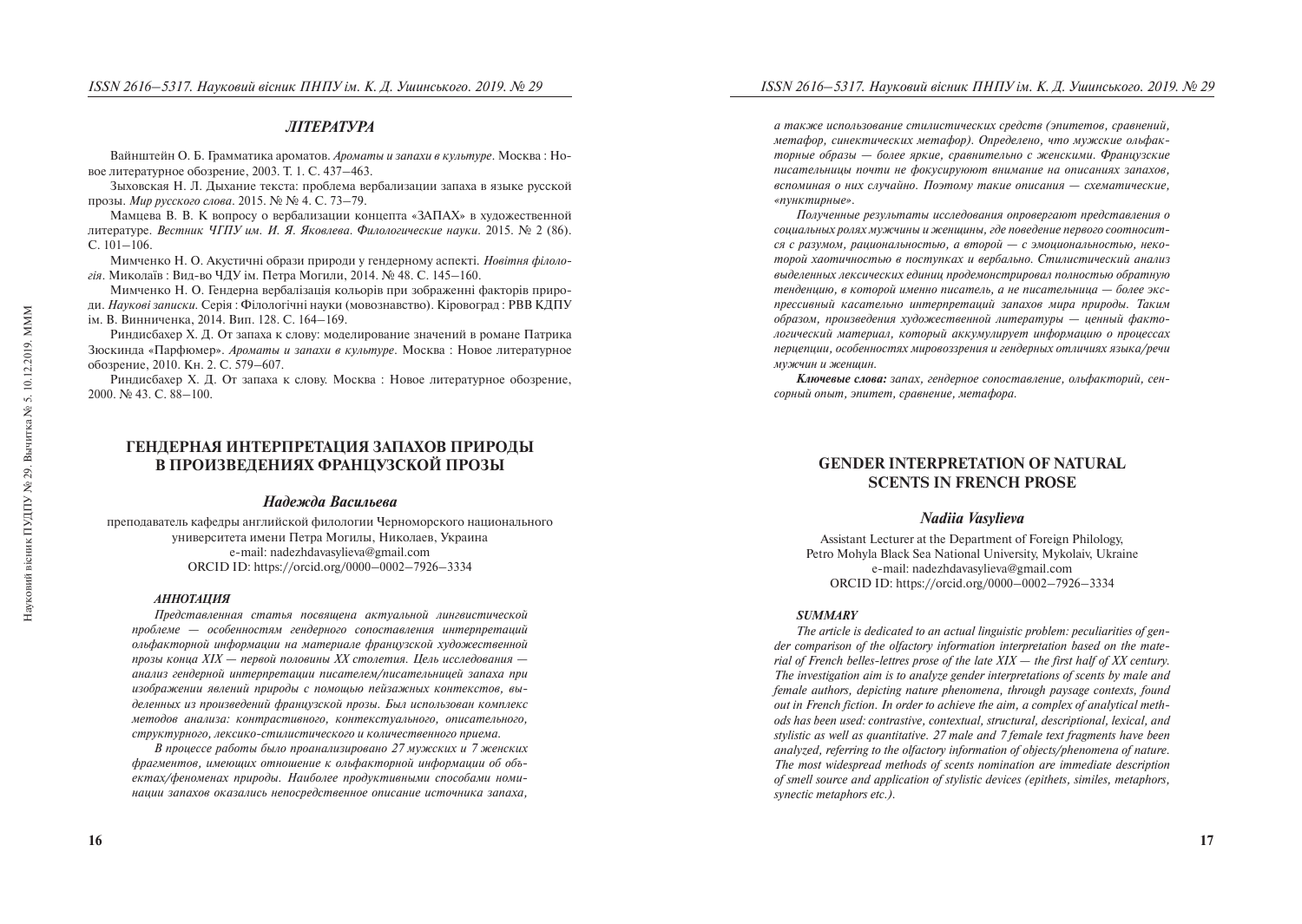## ЛІТЕРАТУРА

Вайнштейн О. Б. Грамматика ароматов. *Ароматы и запахи в культуре*. Москва : Новое литературное обозрение, 2003. Т. 1. С. 437–463.

Зыховская Н. Л. Дыхание текста: проблема вербализации запаха в языке русской прозы. *Мир русского слова*. 2015. № № 4. С. 73–79.

Мамцева В. В. К вопросу о вербализации концепта «ЗАПАХ» в художественной литературе. *Вестник ЧГПУ им. И. Я. Яковлева. Филологические науки*. 2015. № 2 (86). С. 101–106.

Мимченко Н. О. Акустичні образи природи у гендерному аспекті. *Новітня філологія*. Миколаїв : Вид-во ЧДУ ім. Петра Могили, 2014. № 48. С. 145–160.

Мимченко Н. О. Гендерна вербалізація кольорів при зображенні факторів природи. *Наукові записки*. Серія : Філологічні науки (мовознавство). Кіровоград : РВВ КДПУ ім. В. Винниченка, 2014. Вип. 128. С. 164–169.

Риндисбахер Х. Д. От запаха к слову: моделирование значений в романе Патрика Зюскинда «Парфюмер». *Ароматы и запахи в культуре*. Москва : Новое литературное обозрение, 2010. Кн. 2. С. 579–607.

Риндисбахер Х. Д. От запаха к слову. Москва : Новое литературное обозрение, 2000. № 43. С. 88–100.

# ГЕНДЕРНАЯ ИНТЕРПРЕТАЦИЯ ЗАПАХОВ ПРИРОДЫ В ПРОИЗВЕДЕНИЯХ ФРАНЦУЗСКОЙ ПРОЗЫ

### *Надежда Васильева*

преподаватель кафедры английской филологии Черноморского национального университета имени Петра Могилы, Николаев, Украина
e-mail: nadezhdavasylieva@gmail.com
ORCID ID: https://orcid.org/0000–0002–7926–3334

#### *АННОТАЦИЯ*

*Представленная статья посвящена актуальной лингвистической проблеме — особенностям гендерного сопоставления интерпретаций ольфакторной информации на материале французской художественной прозы конца XIX — первой половины XX столетия. Цель исследования — анализ гендерной интерпретации писателем/писательницей запаха при изображении явлений природы с помощью пейзажных контекстов, выделенных из произведений французской прозы. Был использован комплекс методов анализа: контрастивного, контекстуального, описательного, структурного, лексико-стилистического и количественного приема.*

*В процессе работы было проанализировано 27 мужских и 7 женских фрагментов, имеющих отношение к ольфакторной информации об объектах/феноменах природы. Наиболее продуктивными способами номинации запахов оказались непосредственное описание источника запаха, а также использование стилистических средств (эпитетов, сравнений, метафор, синектических метафор). Определено, что мужские ольфакторные образы — более яркие, сравнительно с женскими. Французские писательницы почти не фокусируют внимание на описаниях запахов, вспоминая о них случайно. Поэтому такие описания — схематические, «пунктирные».*

*Полученные результаты исследования опровергают представления о социальных ролях мужчины и женщины, где поведение первого соотносится с разумом, рациональностью, а второй — с эмоциональностью, некоторой хаотичностью в поступках и вербально. Стилистический анализ выделенных лексических единиц продемонстрировал полностью обратную тенденцию, в которой именно писатель, а не писательница — более экспрессивный касательно интерпретаций запахов мира природы. Таким образом, произведения художественной литературы — ценный фактологический материал, который аккумулирует информацию о процессах перцепции, особенностях мировоззрения и гендерных отличиях языка/речи мужчин и женщин.*

***Ключевые слова:*** *запах, гендерное сопоставление, ольфакторий, сенсорный опыт, эпитет, сравнение, метафора.*

# GENDER INTERPRETATION OF NATURAL SCENTS IN FRENCH PROSE

### *Nadiia Vasylieva*

Assistant Lecturer at the Department of Foreign Philology, Petro Mohyla Black Sea National University, Mykolaiv, Ukraine
e-mail: nadezhdavasylieva@gmail.com
ORCID ID: https://orcid.org/0000–0002–7926–3334

#### *SUMMARY*

*The article is dedicated to an actual linguistic problem: peculiarities of gender comparison of the olfactory information interpretation based on the material of French belles-lettres prose of the late XIX — the first half of XX century. The investigation aim is to analyze gender interpretations of scents by male and female authors, depicting nature phenomena, through paysage contexts, found out in French fiction. In order to achieve the aim, a complex of analytical methods has been used: contrastive, contextual, structural, descriptional, lexical, and stylistic as well as quantitative. 27 male and 7 female text fragments have been analyzed, referring to the olfactory information of objects/phenomena of nature. The most widespread methods of scents nomination are immediate description of smell source and application of stylistic devices (epithets, similes, metaphors, synectic metaphors etc.).*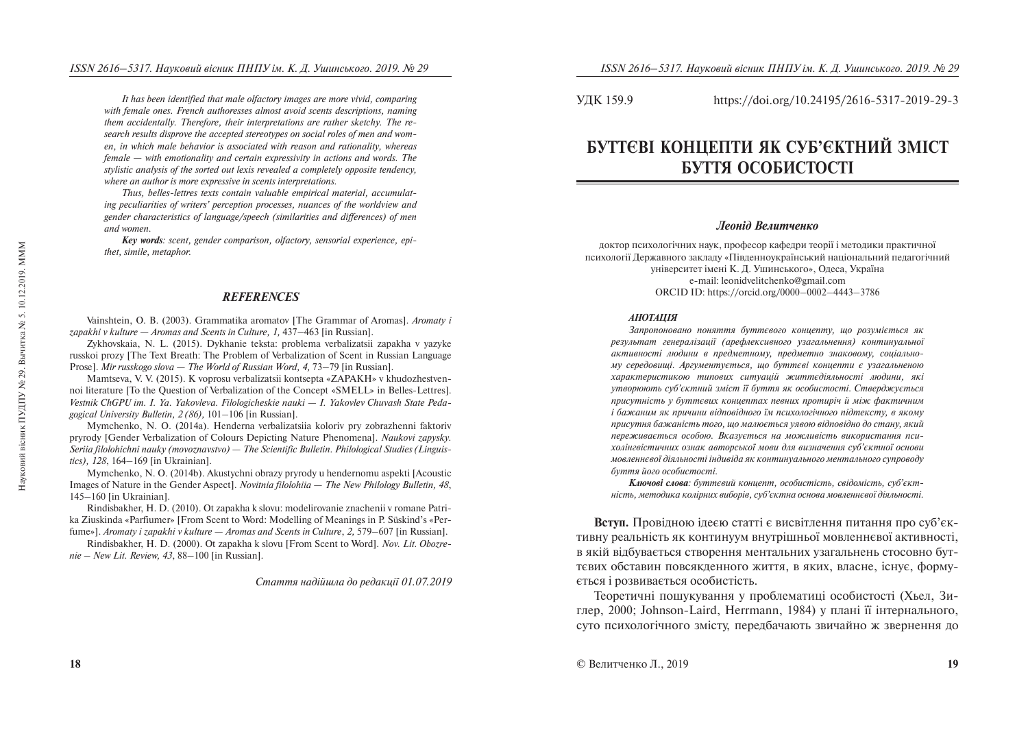*It has been identified that male olfactory images are more vivid, comparing with female ones. French authoresses almost avoid scents descriptions, naming them accidentally. Therefore, their interpretations are rather sketchy. The research results disprove the accepted stereotypes on social roles of men and women, in which male behavior is associated with reason and rationality, whereas female — with emotionality and certain expressivity in actions and words. The stylistic analysis of the sorted out lexis revealed a completely opposite tendency, where an author is more expressive in scents interpretations.*

*Thus, belles-lettres texts contain valuable empirical material, accumulating peculiarities of writers' perception processes, nuances of the worldview and gender characteristics of language/speech (similarities and differences) of men and women.*

***Key words**: scent, gender comparison, olfactory, sensorial experience, epithet, simile, metaphor.*

## *REFERENCES*

Vainshtein, O. B. (2003). Grammatika aromatov [The Grammar of Aromas]. *Aromaty i zapakhi v kulture — Aromas and Scents in Culture, 1,* 437–463 [in Russian].

Zykhovskaia, N. L. (2015). Dykhanie teksta: problema verbalizatsii zapakha v yazyke russkoi prozy [The Text Breath: The Problem of Verbalization of Scent in Russian Language Prose]. *Mir russkogo slova — The World of Russian Word, 4,* 73–79 [in Russian].

Mamtseva, V. V. (2015). K voprosu verbalizatsii kontsepta «ZAPAKH» v khudozhestvennoi literature [To the Question of Verbalization of the Concept «SMELL» in Belles-Lettres]. *Vestnik ChGPU im. I. Ya. Yakovleva. Filologicheskie nauki — I. Yakovlev Chuvash State Pedagogical University Bulletin, 2 (86),* 101–106 [in Russian].

Mymchenko, N. O. (2014a). Henderna verbalizatsiia koloriv pry zobrazhenni faktoriv pryrody [Gender Verbalization of Colours Depicting Nature Phenomena]. *Naukovi zapysky. Seriia filolohichni nauky (movoznavstvo) — The Scientific Bulletin. Philological Studies (Linguistics), 128,* 164–169 [in Ukrainian].

Mymchenko, N. O. (2014b). Akustychni obrazy pryrody u hendernomu aspekti [Acoustic Images of Nature in the Gender Aspect]. *Novitnia filolohiia — The New Philology Bulletin, 48,* 145–160 [in Ukrainian].

Rindisbakher, H. D. (2010). Ot zapakha k slovu: modelirovanie znachenii v romane Patrika Ziuskinda «Parfiumer» [From Scent to Word: Modelling of Meanings in P. Süskind's «Perfume»]. *Aromaty i zapakhi v kulture — Aromas and Scents in Culture, 2,* 579–607 [in Russian].

Rindisbakher, H. D. (2000). Ot zapakha k slovu [From Scent to Word]. *Nov. Lit. Obozrenie — New Lit. Review, 43,* 88–100 [in Russian].

*Стаття надійшла до редакції 01.07.2019*

УДК 159.9 https://doi.org/10.24195/2616-5317-2019-29-3

# БУТТЄВІ КОНЦЕПТИ ЯК СУБ'ЄКТНИЙ ЗМІСТ БУТТЯ ОСОБИСТОСТІ

***Леонід Велитченко***

доктор психологічних наук, професор кафедри теорії і методики практичної психології Державного закладу «Південноукраїнський національний педагогічний університет імені К. Д. Ушинського», Одеса, Україна
e-mail: leonidvelitchenko@gmail.com
ORCID ID: https://orcid.org/0000–0002–4443–3786

***АНОТАЦІЯ***

*Запропоновано поняття буттєвого концепту, що розуміється як результат генералізації (арефлексивного узагальнення) континуальної активності людини в предметному, предметно знаковому, соціальному середовищі. Аргументується, що буттєві концепти є узагальненою характеристикою типових ситуацій життєдіяльності людини, які утворюють суб'єктний зміст її буття як особистості. Стверджується присутність у буттєвих концептах певних протиріч й між фактичним і бажаним як причини відповідного їм психологічного підтексту, в якому присутня бажаність того, що малюється уявою відповідно до стану, який переживається особою. Вказується на можливість використання психолінгвістичних ознак авторської мови для визначення суб'єктної основи мовленнєвої діяльності індивіда як континуального ментального супроводу буття його особистості.*

***Ключові слова**: буттєвий концепт, особистість, свідомість, суб'єктність, методика колірних виборів, суб'єктна основа мовленнєвої діяльності.*

**Вступ.** Провідною ідеєю статті є висвітлення питання про суб'єктивну реальність як континуум внутрішньої мовленнєвої активності, в якій відбувається створення ментальних узагальнень стосовно буттєвих обставин повсякденного життя, в яких, власне, існує, формується і розвивається особистість.

Теоретичні пошукування у проблематиці особистості (Хьел, Зиглер, 2000; Johnson-Laird, Herrmann, 1984) у плані її інтернального, суто психологічного змісту, передбачають звичайно ж звернення до

© Велитченко Л., 2019